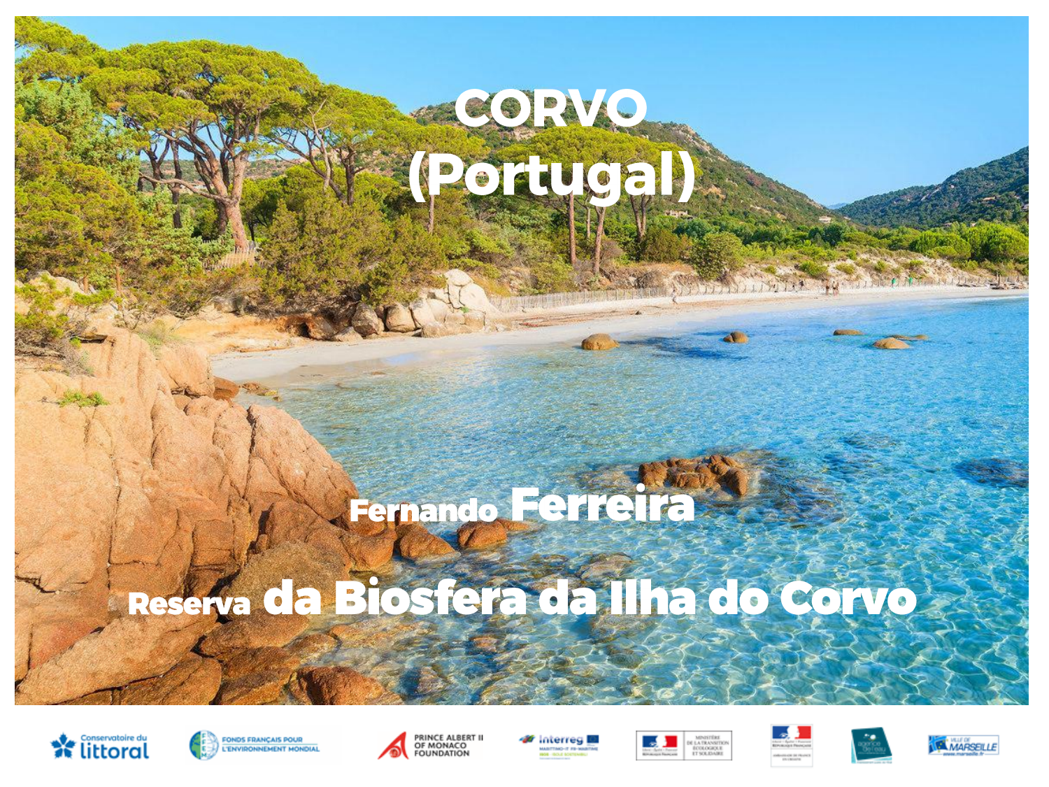# CORVO (Portugal)

**Fernando Ferreira**

**Reserva da Biosfera da Ilha do Corvo**

Conservatoire du littoral · Fonds Français pour l'Environnement Mondial · Prince Albert II of Monaco Foundation · Interreg · Ministère de la Transition Écologique et Solidaire · République Française · Agence de l'eau · Ville de Marseille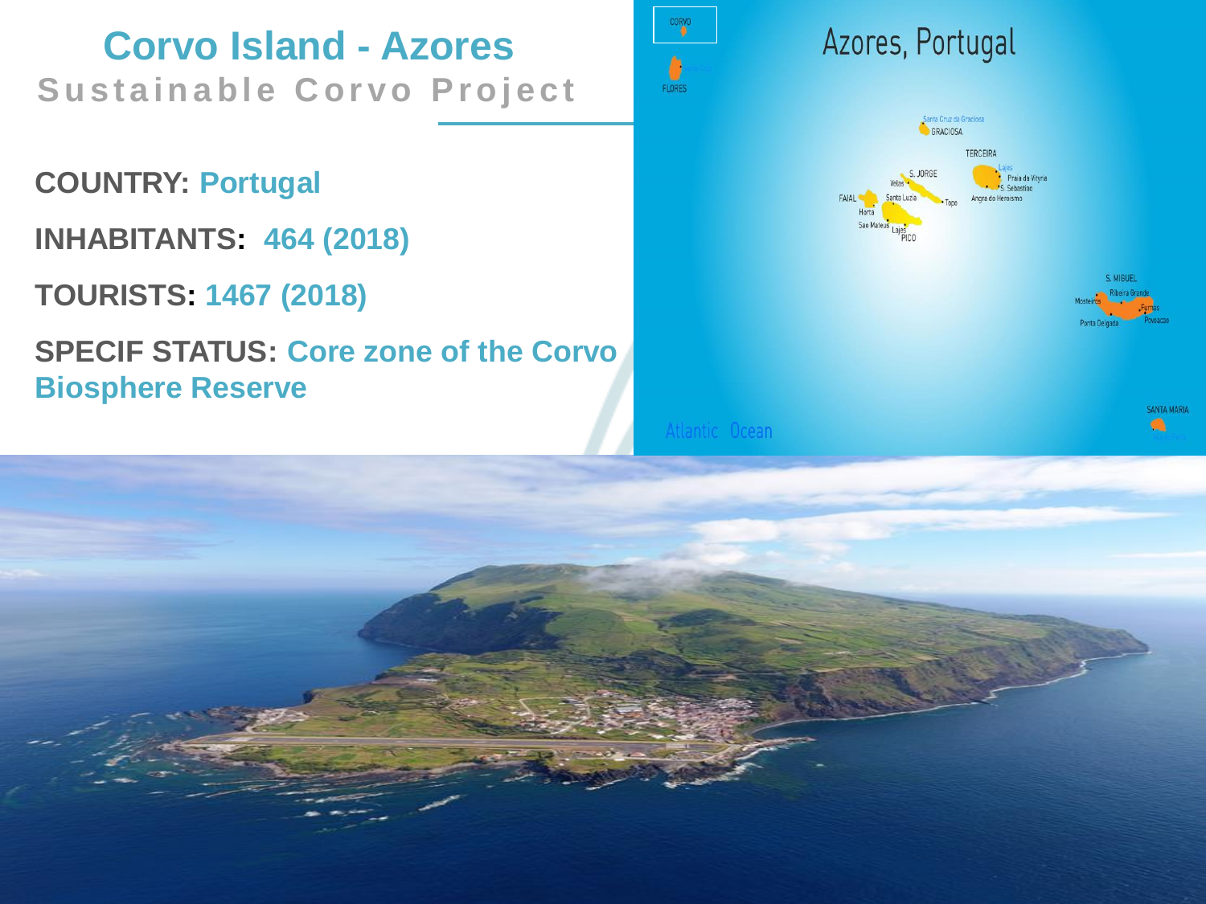# Corvo Island - Azores

## Sustainable Corvo Project

**COUNTRY:** Portugal

**INHABITANTS:** 464 (2018)

**TOURISTS:** 1467 (2018)

**SPECIF STATUS:** Core zone of the Corvo Biosphere Reserve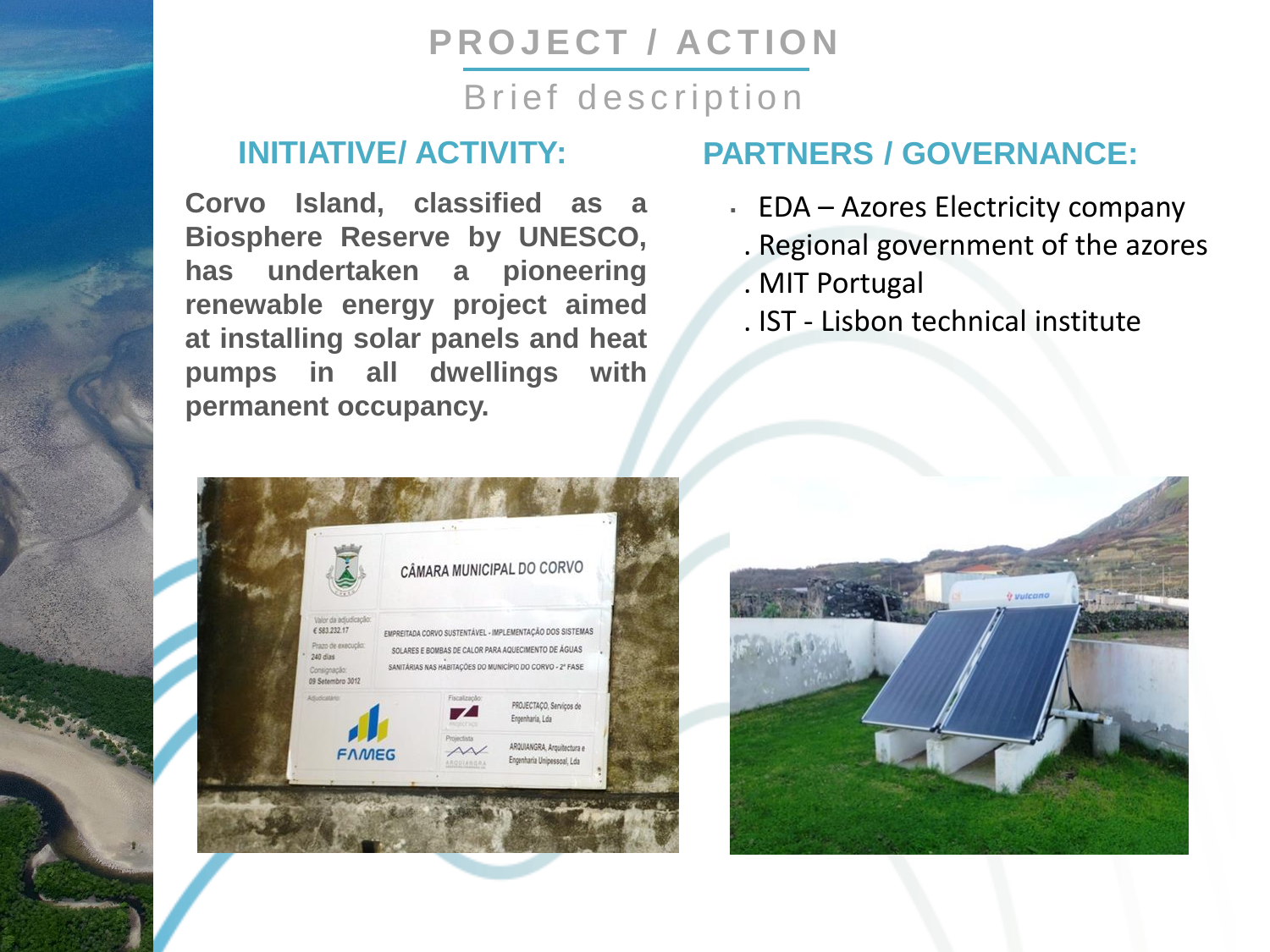# PROJECT / ACTION

## Brief description

### INITIATIVE/ ACTIVITY:

**Corvo Island, classified as a Biosphere Reserve by UNESCO, has undertaken a pioneering renewable energy project aimed at installing solar panels and heat pumps in all dwellings with permanent occupancy.**

### PARTNERS / GOVERNANCE:

- EDA – Azores Electricity company
- Regional government of the azores
- MIT Portugal
- IST - Lisbon technical institute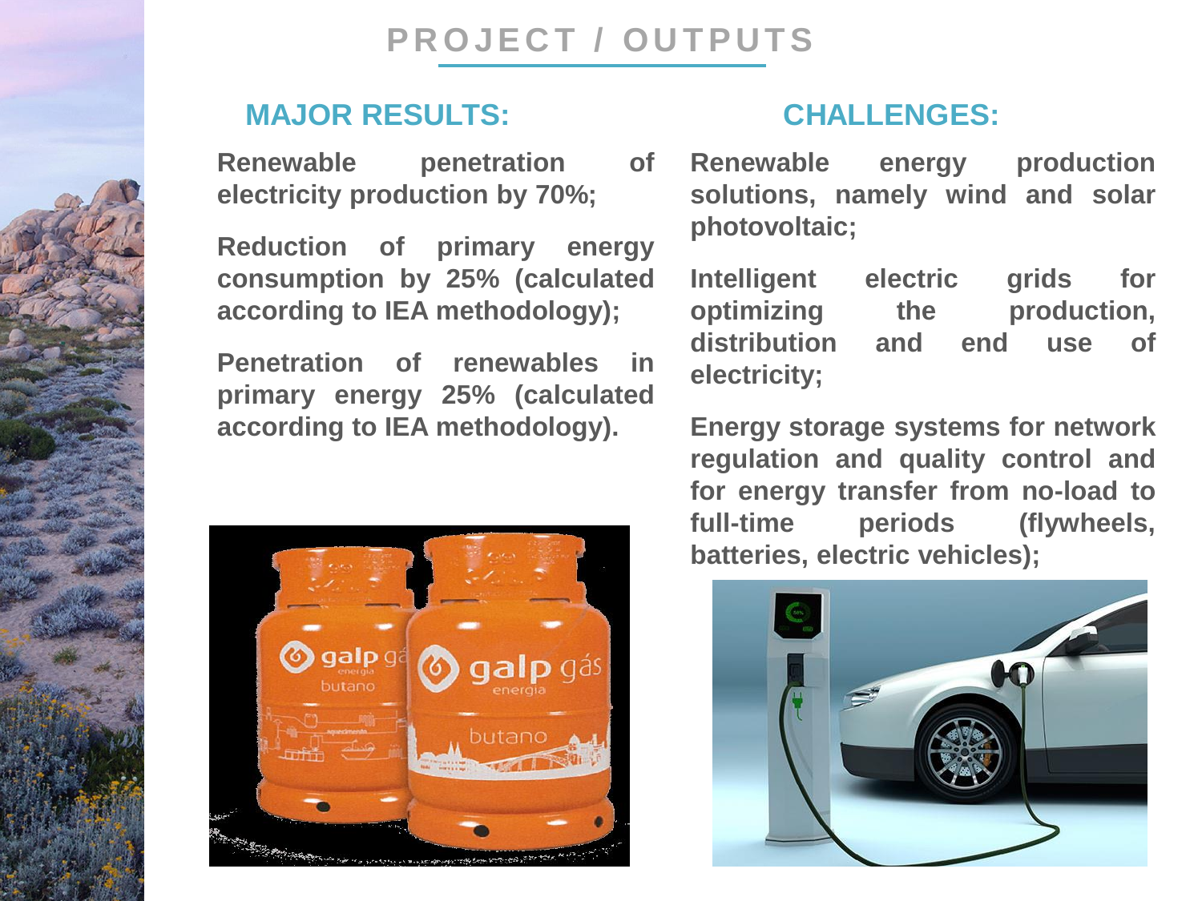# PROJECT / OUTPUTS

## MAJOR RESULTS:

**Renewable penetration of electricity production by 70%;**

**Reduction of primary energy consumption by 25% (calculated according to IEA methodology);**

**Penetration of renewables in primary energy 25% (calculated according to IEA methodology).**

## CHALLENGES:

**Renewable energy production solutions, namely wind and solar photovoltaic;**

**Intelligent electric grids for optimizing the production, distribution and end use of electricity;**

**Energy storage systems for network regulation and quality control and for energy transfer from no-load to full-time periods (flywheels, batteries, electric vehicles);**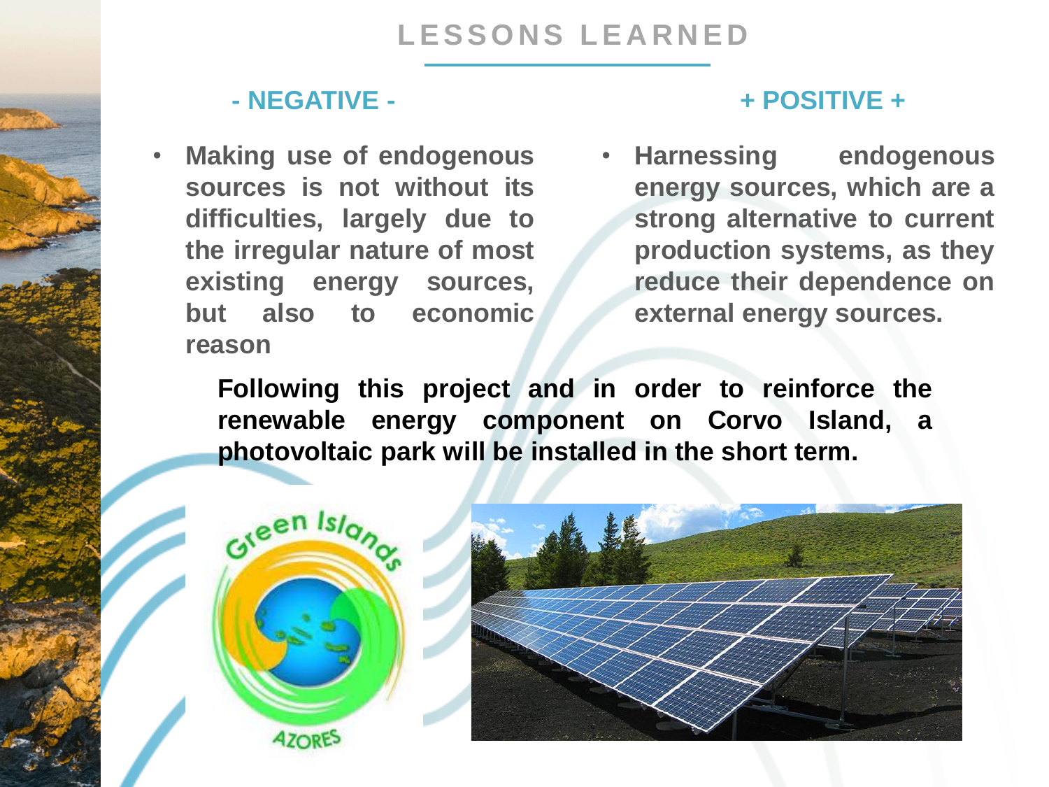# LESSONS LEARNED

## - NEGATIVE -

- Making use of endogenous sources is not without its difficulties, largely due to the irregular nature of most existing energy sources, but also to economic reason

## + POSITIVE +

- Harnessing endogenous energy sources, which are a strong alternative to current production systems, as they reduce their dependence on external energy sources.

**Following this project and in order to reinforce the renewable energy component on Corvo Island, a photovoltaic park will be installed in the short term.**